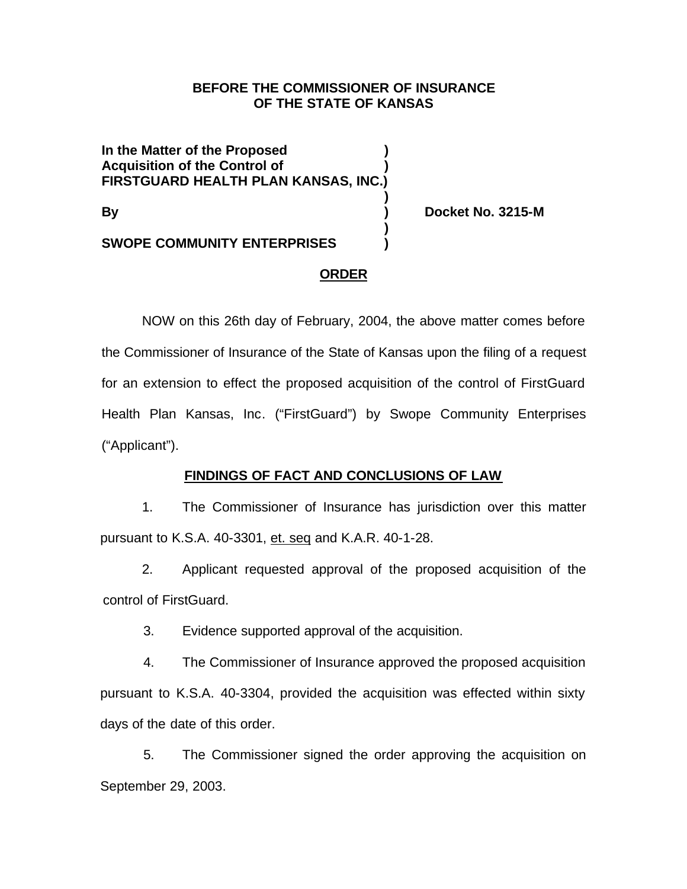**BEFORE THE COMMISSIONER OF INSURANCE**
**OF THE STATE OF KANSAS**

**In the Matter of the Proposed )**
**Acquisition of the Control of )**
**FIRSTGUARD HEALTH PLAN KANSAS, INC.)**
**)**
**By ) Docket No. 3215-M**
**)**
**SWOPE COMMUNITY ENTERPRISES )**

## ORDER

NOW on this 26th day of February, 2004, the above matter comes before the Commissioner of Insurance of the State of Kansas upon the filing of a request for an extension to effect the proposed acquisition of the control of FirstGuard Health Plan Kansas, Inc. ("FirstGuard") by Swope Community Enterprises ("Applicant").

## FINDINGS OF FACT AND CONCLUSIONS OF LAW

1. The Commissioner of Insurance has jurisdiction over this matter pursuant to K.S.A. 40-3301, et. seq and K.A.R. 40-1-28.

2. Applicant requested approval of the proposed acquisition of the control of FirstGuard.

3. Evidence supported approval of the acquisition.

4. The Commissioner of Insurance approved the proposed acquisition pursuant to K.S.A. 40-3304, provided the acquisition was effected within sixty days of the date of this order.

5. The Commissioner signed the order approving the acquisition on September 29, 2003.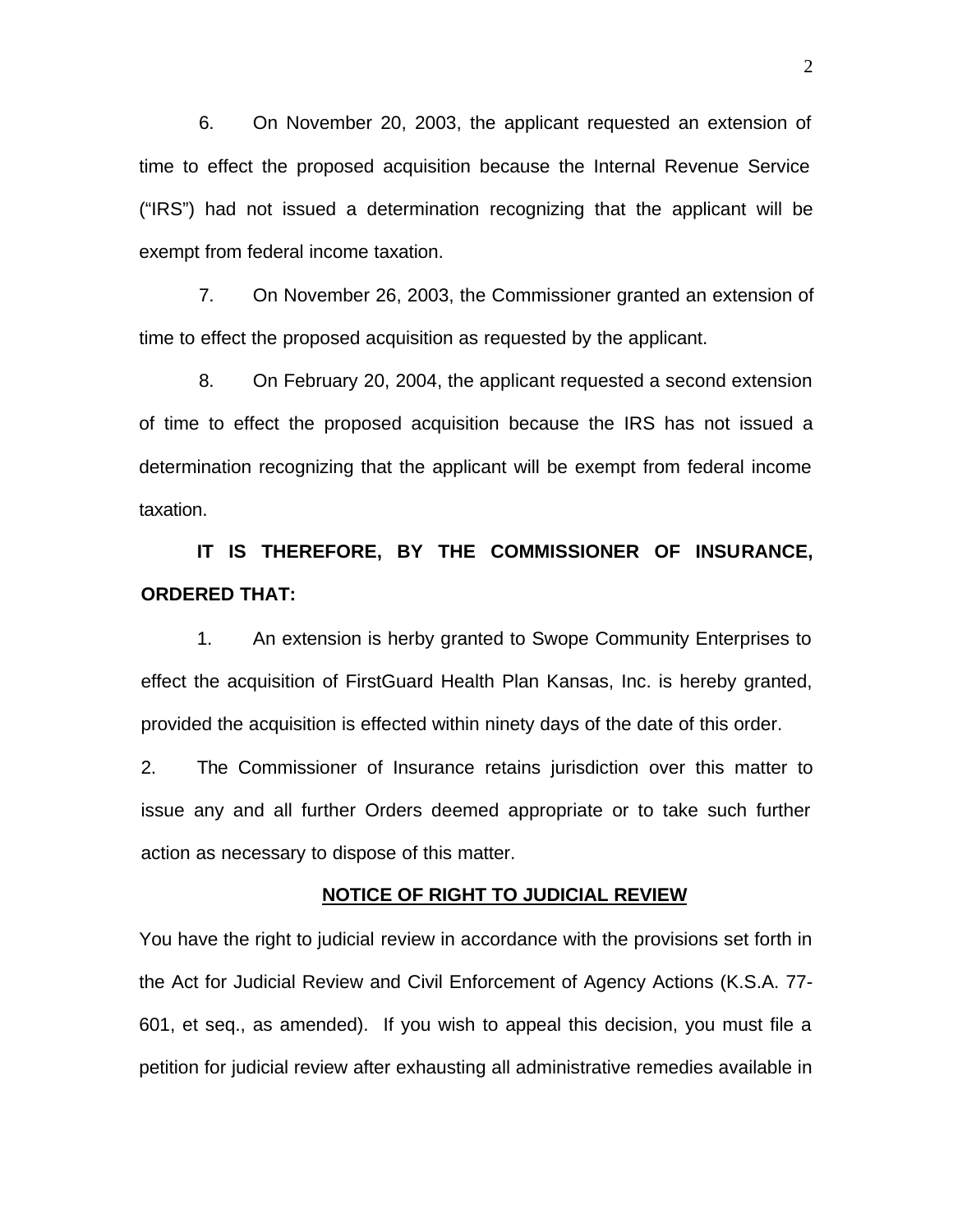6. On November 20, 2003, the applicant requested an extension of time to effect the proposed acquisition because the Internal Revenue Service ("IRS") had not issued a determination recognizing that the applicant will be exempt from federal income taxation.

7. On November 26, 2003, the Commissioner granted an extension of time to effect the proposed acquisition as requested by the applicant.

8. On February 20, 2004, the applicant requested a second extension of time to effect the proposed acquisition because the IRS has not issued a determination recognizing that the applicant will be exempt from federal income taxation.

**IT IS THEREFORE, BY THE COMMISSIONER OF INSURANCE, ORDERED THAT:**

1. An extension is herby granted to Swope Community Enterprises to effect the acquisition of FirstGuard Health Plan Kansas, Inc. is hereby granted, provided the acquisition is effected within ninety days of the date of this order.

2. The Commissioner of Insurance retains jurisdiction over this matter to issue any and all further Orders deemed appropriate or to take such further action as necessary to dispose of this matter.

## NOTICE OF RIGHT TO JUDICIAL REVIEW

You have the right to judicial review in accordance with the provisions set forth in the Act for Judicial Review and Civil Enforcement of Agency Actions (K.S.A. 77-601, et seq., as amended). If you wish to appeal this decision, you must file a petition for judicial review after exhausting all administrative remedies available in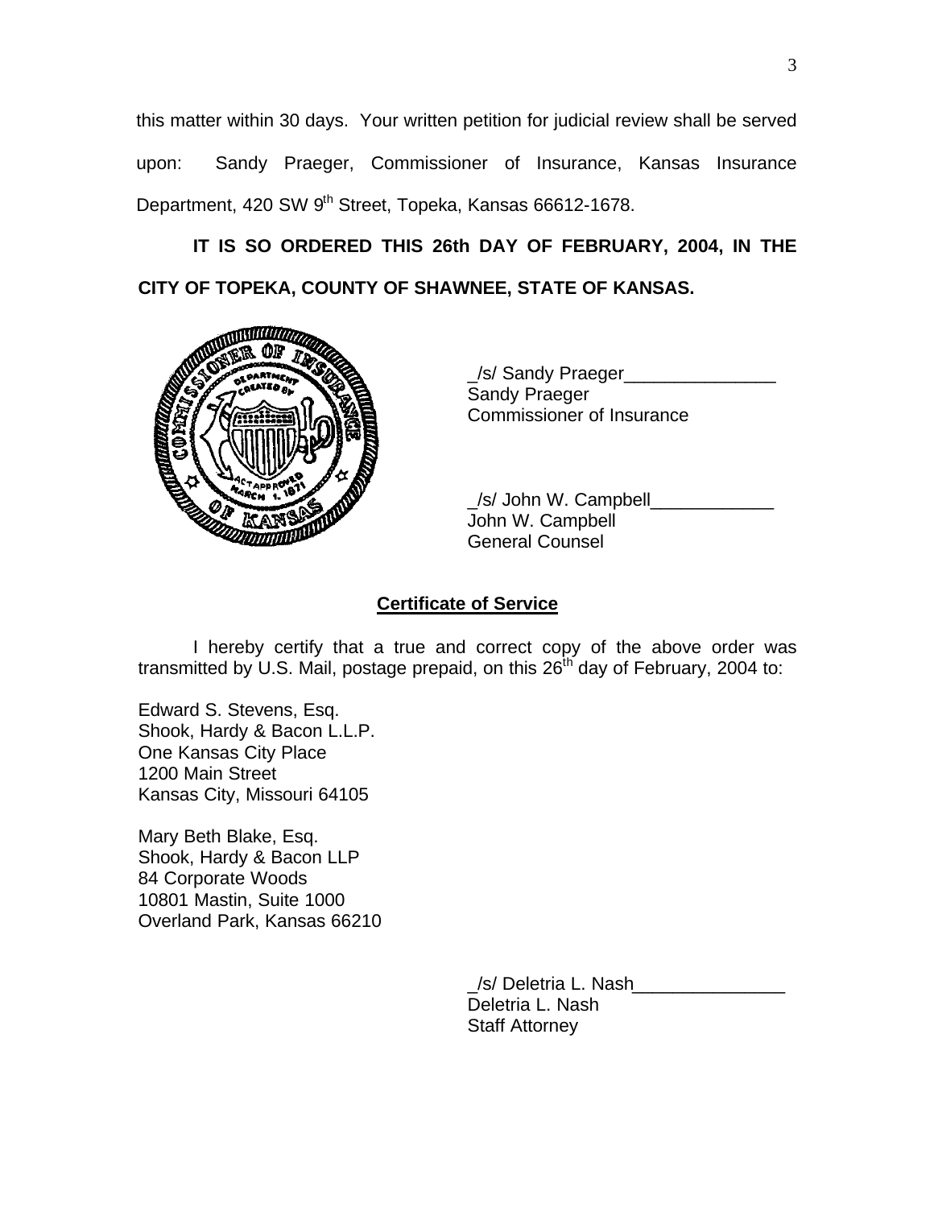this matter within 30 days. Your written petition for judicial review shall be served upon: Sandy Praeger, Commissioner of Insurance, Kansas Insurance Department, 420 SW 9th Street, Topeka, Kansas 66612-1678.

**IT IS SO ORDERED THIS 26th DAY OF FEBRUARY, 2004, IN THE CITY OF TOPEKA, COUNTY OF SHAWNEE, STATE OF KANSAS.**

_/s/ Sandy Praeger_______________
Sandy Praeger
Commissioner of Insurance

_/s/ John W. Campbell____________
John W. Campbell
General Counsel

## Certificate of Service

I hereby certify that a true and correct copy of the above order was transmitted by U.S. Mail, postage prepaid, on this 26th day of February, 2004 to:

Edward S. Stevens, Esq.
Shook, Hardy & Bacon L.L.P.
One Kansas City Place
1200 Main Street
Kansas City, Missouri 64105

Mary Beth Blake, Esq.
Shook, Hardy & Bacon LLP
84 Corporate Woods
10801 Mastin, Suite 1000
Overland Park, Kansas 66210

_/s/ Deletria L. Nash_______________
Deletria L. Nash
Staff Attorney